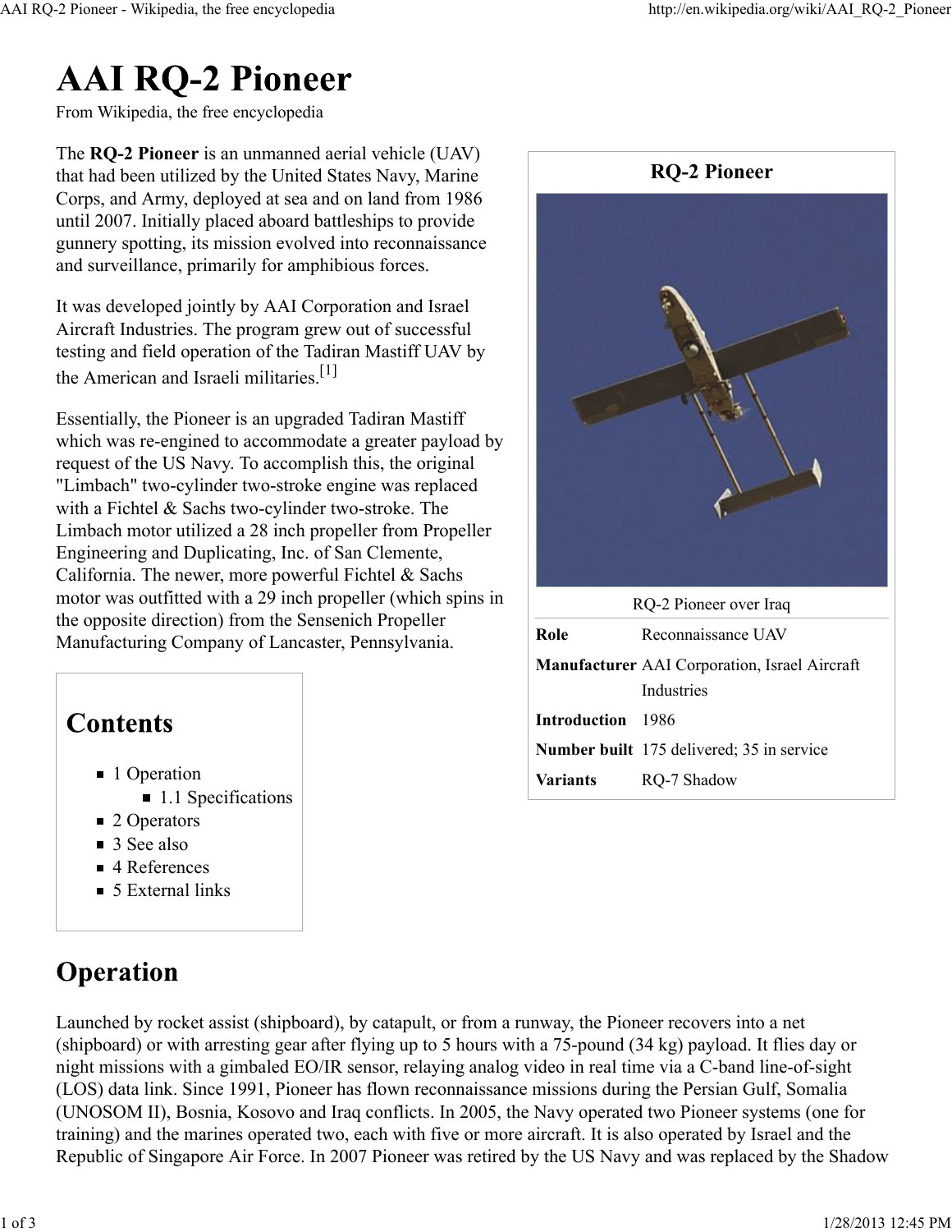# AAI RQ-2 Pioneer

From Wikipedia, the free encyclopedia

The **RQ-2 Pioneer** is an unmanned aerial vehicle (UAV) that had been utilized by the United States Navy, Marine Corps, and Army, deployed at sea and on land from 1986 until 2007. Initially placed aboard battleships to provide gunnery spotting, its mission evolved into reconnaissance and surveillance, primarily for amphibious forces.

It was developed jointly by AAI Corporation and Israel Aircraft Industries. The program grew out of successful testing and field operation of the Tadiran Mastiff UAV by the American and Israeli militaries.[1]

Essentially, the Pioneer is an upgraded Tadiran Mastiff which was re-engined to accommodate a greater payload by request of the US Navy. To accomplish this, the original "Limbach" two-cylinder two-stroke engine was replaced with a Fichtel & Sachs two-cylinder two-stroke. The Limbach motor utilized a 28 inch propeller from Propeller Engineering and Duplicating, Inc. of San Clemente, California. The newer, more powerful Fichtel & Sachs motor was outfitted with a 29 inch propeller (which spins in the opposite direction) from the Sensenich Propeller Manufacturing Company of Lancaster, Pennsylvania.

**RQ-2 Pioneer**

RQ-2 Pioneer over Iraq

| | |
|---|---|
| **Role** | Reconnaissance UAV |
| **Manufacturer** | AAI Corporation, Israel Aircraft Industries |
| **Introduction** | 1986 |
| **Number built** | 175 delivered; 35 in service |
| **Variants** | RQ-7 Shadow |

## Contents

- 1 Operation
  - 1.1 Specifications
- 2 Operators
- 3 See also
- 4 References
- 5 External links

## Operation

Launched by rocket assist (shipboard), by catapult, or from a runway, the Pioneer recovers into a net (shipboard) or with arresting gear after flying up to 5 hours with a 75-pound (34 kg) payload. It flies day or night missions with a gimbaled EO/IR sensor, relaying analog video in real time via a C-band line-of-sight (LOS) data link. Since 1991, Pioneer has flown reconnaissance missions during the Persian Gulf, Somalia (UNOSOM II), Bosnia, Kosovo and Iraq conflicts. In 2005, the Navy operated two Pioneer systems (one for training) and the marines operated two, each with five or more aircraft. It is also operated by Israel and the Republic of Singapore Air Force. In 2007 Pioneer was retired by the US Navy and was replaced by the Shadow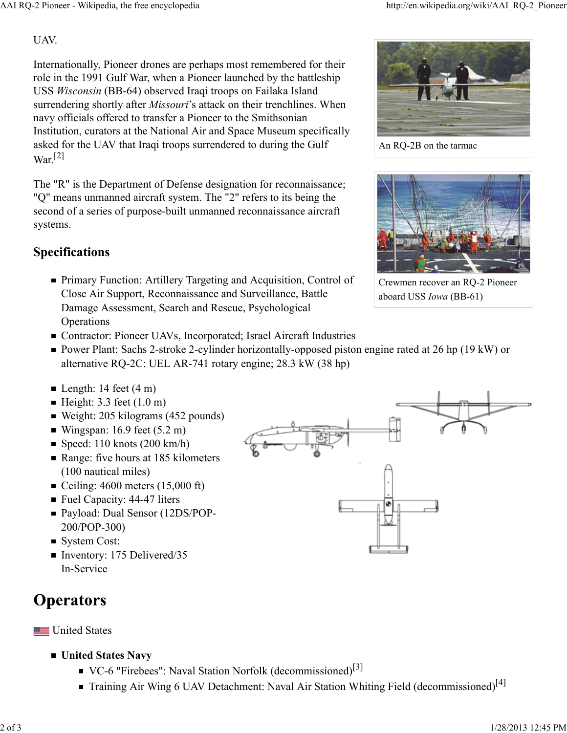UAV.

Internationally, Pioneer drones are perhaps most remembered for their role in the 1991 Gulf War, when a Pioneer launched by the battleship USS *Wisconsin* (BB-64) observed Iraqi troops on Failaka Island surrendering shortly after *Missouri*'s attack on their trenchlines. When navy officials offered to transfer a Pioneer to the Smithsonian Institution, curators at the National Air and Space Museum specifically asked for the UAV that Iraqi troops surrendered to during the Gulf War.[2]

An RQ-2B on the tarmac

Crewmen recover an RQ-2 Pioneer aboard USS *Iowa* (BB-61)

The "R" is the Department of Defense designation for reconnaissance; "Q" means unmanned aircraft system. The "2" refers to its being the second of a series of purpose-built unmanned reconnaissance aircraft systems.

## Specifications

- Primary Function: Artillery Targeting and Acquisition, Control of Close Air Support, Reconnaissance and Surveillance, Battle Damage Assessment, Search and Rescue, Psychological Operations
- Contractor: Pioneer UAVs, Incorporated; Israel Aircraft Industries
- Power Plant: Sachs 2-stroke 2-cylinder horizontally-opposed piston engine rated at 26 hp (19 kW) or alternative RQ-2C: UEL AR-741 rotary engine; 28.3 kW (38 hp)

- Length: 14 feet (4 m)
- Height: 3.3 feet (1.0 m)
- Weight: 205 kilograms (452 pounds)
- Wingspan: 16.9 feet (5.2 m)
- Speed: 110 knots (200 km/h)
- Range: five hours at 185 kilometers (100 nautical miles)
- Ceiling: 4600 meters (15,000 ft)
- Fuel Capacity: 44-47 liters
- Payload: Dual Sensor (12DS/POP-200/POP-300)
- System Cost:
- Inventory: 175 Delivered/35 In-Service

# Operators

United States

- **United States Navy**
  - VC-6 "Firebees": Naval Station Norfolk (decommissioned)[3]
  - Training Air Wing 6 UAV Detachment: Naval Air Station Whiting Field (decommissioned)[4]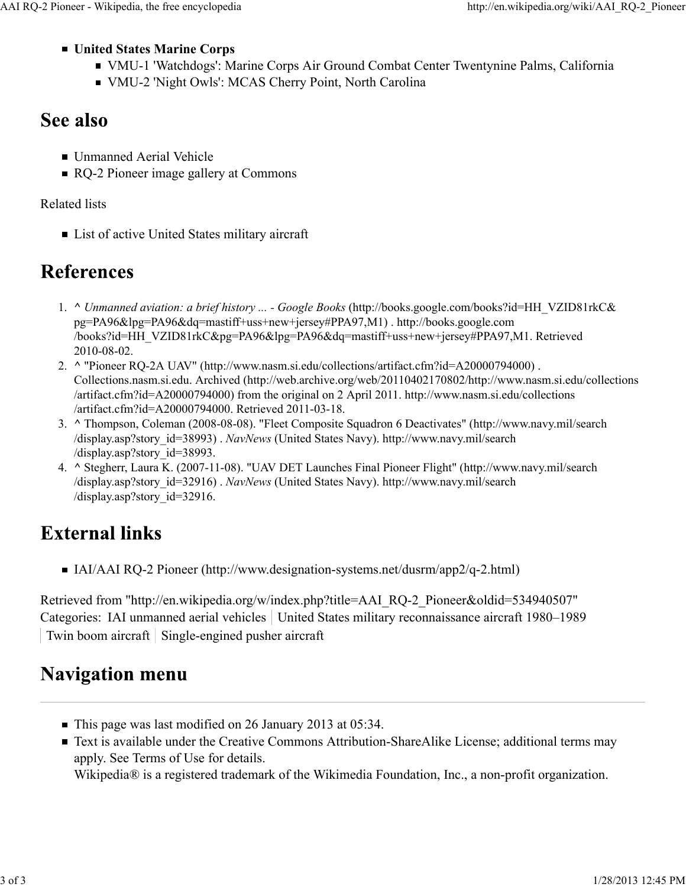- **United States Marine Corps**
  - VMU-1 'Watchdogs': Marine Corps Air Ground Combat Center Twentynine Palms, California
  - VMU-2 'Night Owls': MCAS Cherry Point, North Carolina

# See also

- Unmanned Aerial Vehicle
- RQ-2 Pioneer image gallery at Commons

Related lists

- List of active United States military aircraft

# References

1. ^ *Unmanned aviation: a brief history ... - Google Books* (http://books.google.com/books?id=HH_VZID81rkC&pg=PA96&lpg=PA96&dq=mastiff+uss+new+jersey#PPA97,M1) . http://books.google.com/books?id=HH_VZID81rkC&pg=PA96&lpg=PA96&dq=mastiff+uss+new+jersey#PPA97,M1. Retrieved 2010-08-02.
2. ^ "Pioneer RQ-2A UAV" (http://www.nasm.si.edu/collections/artifact.cfm?id=A20000794000) . Collections.nasm.si.edu. Archived (http://web.archive.org/web/20110402170802/http://www.nasm.si.edu/collections/artifact.cfm?id=A20000794000) from the original on 2 April 2011. http://www.nasm.si.edu/collections/artifact.cfm?id=A20000794000. Retrieved 2011-03-18.
3. ^ Thompson, Coleman (2008-08-08). "Fleet Composite Squadron 6 Deactivates" (http://www.navy.mil/search/display.asp?story_id=38993) . *NavNews* (United States Navy). http://www.navy.mil/search/display.asp?story_id=38993.
4. ^ Stegherr, Laura K. (2007-11-08). "UAV DET Launches Final Pioneer Flight" (http://www.navy.mil/search/display.asp?story_id=32916) . *NavNews* (United States Navy). http://www.navy.mil/search/display.asp?story_id=32916.

# External links

- IAI/AAI RQ-2 Pioneer (http://www.designation-systems.net/dusrm/app2/q-2.html)

Retrieved from "http://en.wikipedia.org/w/index.php?title=AAI_RQ-2_Pioneer&oldid=534940507"
Categories: IAI unmanned aerial vehicles | United States military reconnaissance aircraft 1980–1989 | Twin boom aircraft | Single-engined pusher aircraft

# Navigation menu

- This page was last modified on 26 January 2013 at 05:34.
- Text is available under the Creative Commons Attribution-ShareAlike License; additional terms may apply. See Terms of Use for details.
  Wikipedia® is a registered trademark of the Wikimedia Foundation, Inc., a non-profit organization.